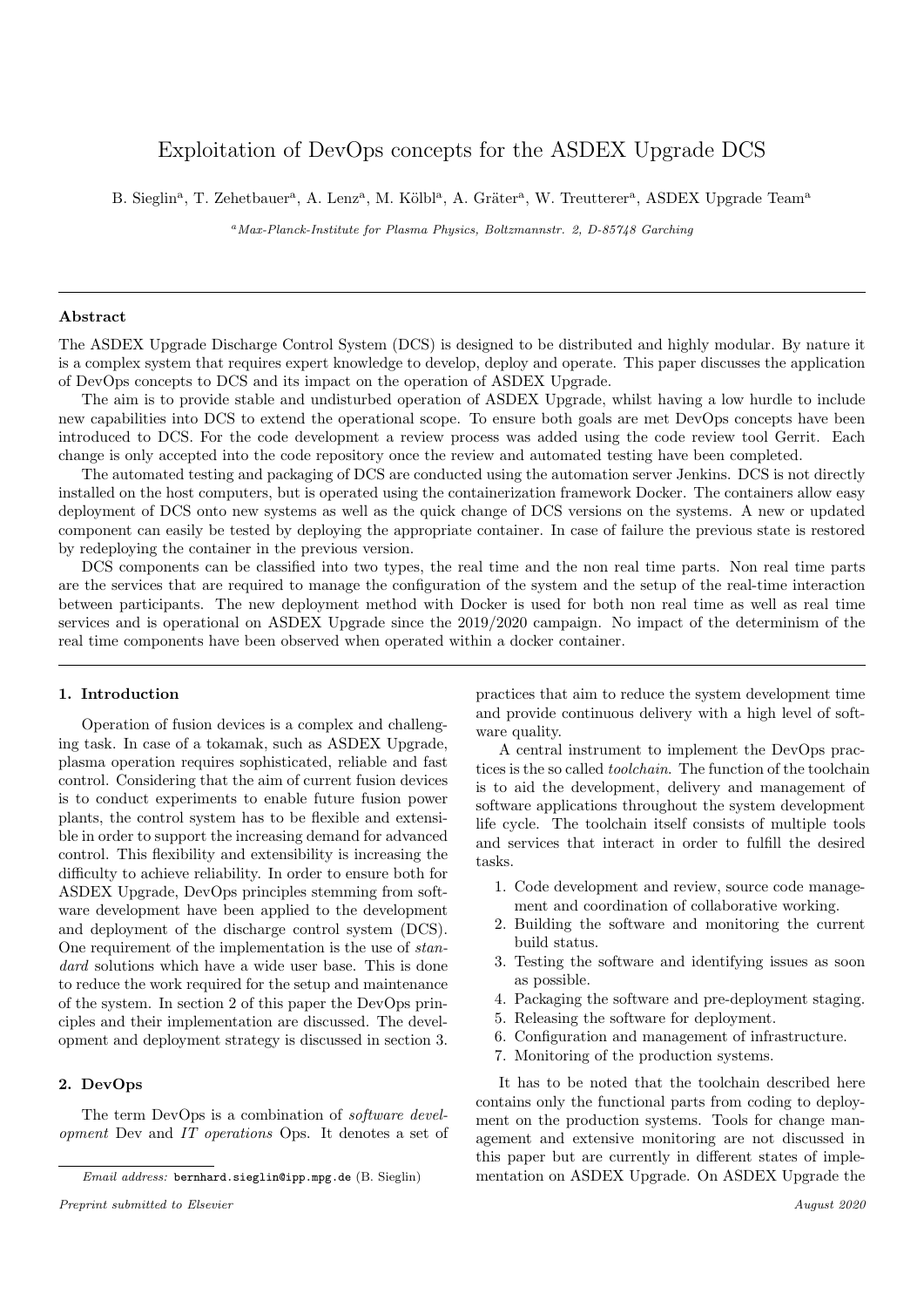# Exploitation of DevOps concepts for the ASDEX Upgrade DCS

B. Sieglin[a], T. Zehetbauer[a], A. Lenz[a], M. Kölbl[a], A. Gräter[a], W. Treutterer[a], ASDEX Upgrade Team[a]

[a]*Max-Planck-Institute for Plasma Physics, Boltzmannstr. 2, D-85748 Garching*

## Abstract

The ASDEX Upgrade Discharge Control System (DCS) is designed to be distributed and highly modular. By nature it is a complex system that requires expert knowledge to develop, deploy and operate. This paper discusses the application of DevOps concepts to DCS and its impact on the operation of ASDEX Upgrade.

The aim is to provide stable and undisturbed operation of ASDEX Upgrade, whilst having a low hurdle to include new capabilities into DCS to extend the operational scope. To ensure both goals are met DevOps concepts have been introduced to DCS. For the code development a review process was added using the code review tool Gerrit. Each change is only accepted into the code repository once the review and automated testing have been completed.

The automated testing and packaging of DCS are conducted using the automation server Jenkins. DCS is not directly installed on the host computers, but is operated using the containerization framework Docker. The containers allow easy deployment of DCS onto new systems as well as the quick change of DCS versions on the systems. A new or updated component can easily be tested by deploying the appropriate container. In case of failure the previous state is restored by redeploying the container in the previous version.

DCS components can be classified into two types, the real time and the non real time parts. Non real time parts are the services that are required to manage the configuration of the system and the setup of the real-time interaction between participants. The new deployment method with Docker is used for both non real time as well as real time services and is operational on ASDEX Upgrade since the 2019/2020 campaign. No impact of the determinism of the real time components have been observed when operated within a docker container.

## 1. Introduction

Operation of fusion devices is a complex and challenging task. In case of a tokamak, such as ASDEX Upgrade, plasma operation requires sophisticated, reliable and fast control. Considering that the aim of current fusion devices is to conduct experiments to enable future fusion power plants, the control system has to be flexible and extensible in order to support the increasing demand for advanced control. This flexibility and extensibility is increasing the difficulty to achieve reliability. In order to ensure both for ASDEX Upgrade, DevOps principles stemming from software development have been applied to the development and deployment of the discharge control system (DCS). One requirement of the implementation is the use of *standard* solutions which have a wide user base. This is done to reduce the work required for the setup and maintenance of the system. In section 2 of this paper the DevOps principles and their implementation are discussed. The development and deployment strategy is discussed in section 3.

## 2. DevOps

The term DevOps is a combination of *software development* Dev and *IT operations* Ops. It denotes a set of practices that aim to reduce the system development time and provide continuous delivery with a high level of software quality.

A central instrument to implement the DevOps practices is the so called *toolchain*. The function of the toolchain is to aid the development, delivery and management of software applications throughout the system development life cycle. The toolchain itself consists of multiple tools and services that interact in order to fulfill the desired tasks.

1. Code development and review, source code management and coordination of collaborative working.
2. Building the software and monitoring the current build status.
3. Testing the software and identifying issues as soon as possible.
4. Packaging the software and pre-deployment staging.
5. Releasing the software for deployment.
6. Configuration and management of infrastructure.
7. Monitoring of the production systems.

It has to be noted that the toolchain described here contains only the functional parts from coding to deployment on the production systems. Tools for change management and extensive monitoring are not discussed in this paper but are currently in different states of implementation on ASDEX Upgrade. On ASDEX Upgrade the

*Email address:* bernhard.sieglin@ipp.mpg.de (B. Sieglin)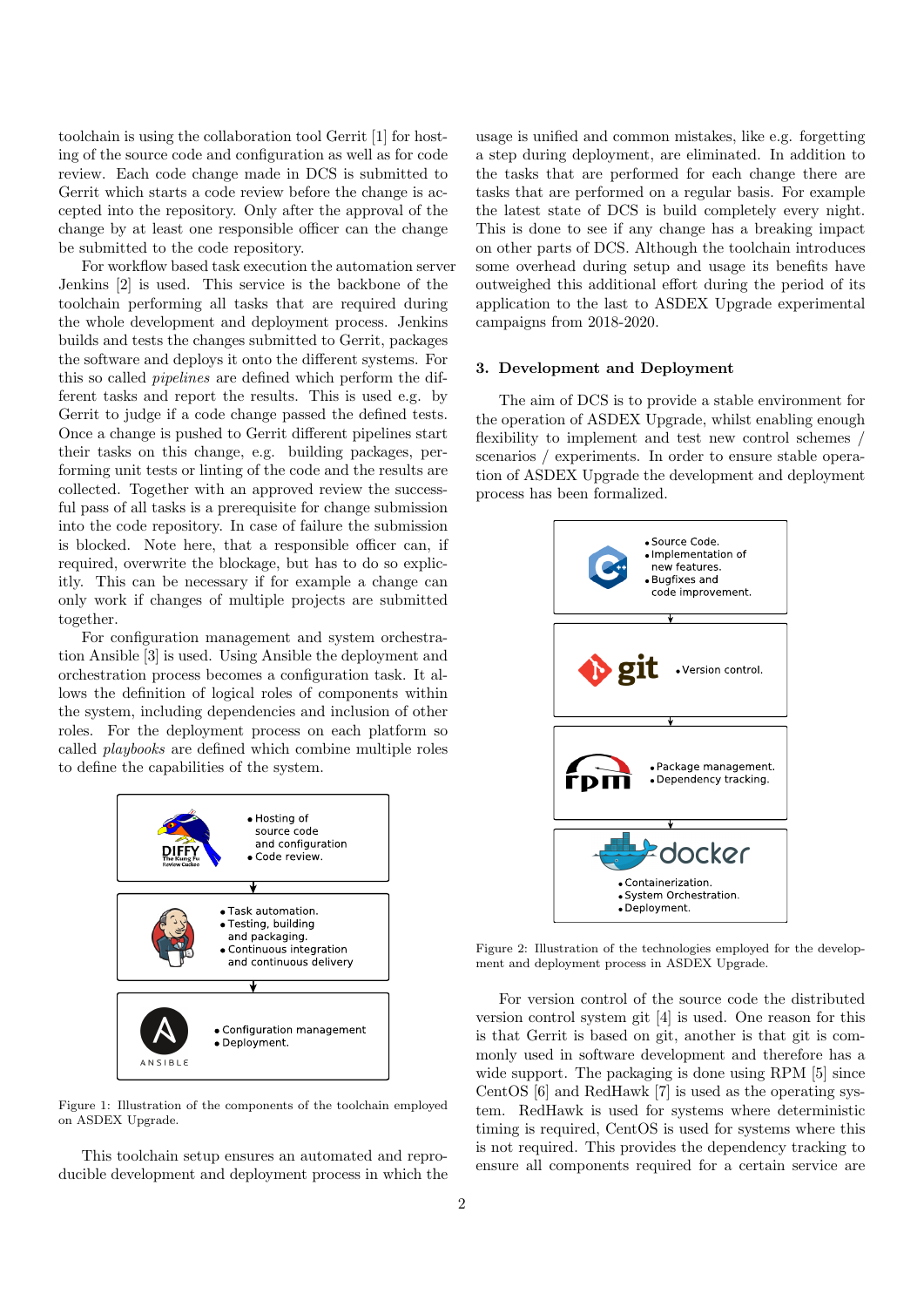toolchain is using the collaboration tool Gerrit [1] for hosting of the source code and configuration as well as for code review. Each code change made in DCS is submitted to Gerrit which starts a code review before the change is accepted into the repository. Only after the approval of the change by at least one responsible officer can the change be submitted to the code repository.

For workflow based task execution the automation server Jenkins [2] is used. This service is the backbone of the toolchain performing all tasks that are required during the whole development and deployment process. Jenkins builds and tests the changes submitted to Gerrit, packages the software and deploys it onto the different systems. For this so called *pipelines* are defined which perform the different tasks and report the results. This is used e.g. by Gerrit to judge if a code change passed the defined tests. Once a change is pushed to Gerrit different pipelines start their tasks on this change, e.g. building packages, performing unit tests or linting of the code and the results are collected. Together with an approved review the successful pass of all tasks is a prerequisite for change submission into the code repository. In case of failure the submission is blocked. Note here, that a responsible officer can, if required, overwrite the blockage, but has to do so explicitly. This can be necessary if for example a change can only work if changes of multiple projects are submitted together.

For configuration management and system orchestration Ansible [3] is used. Using Ansible the deployment and orchestration process becomes a configuration task. It allows the definition of logical roles of components within the system, including dependencies and inclusion of other roles. For the deployment process on each platform so called *playbooks* are defined which combine multiple roles to define the capabilities of the system.

- Hosting of source code and configuration
- Code review.

- Task automation.
- Testing, building and packaging.
- Continuous integration and continuous delivery

- Configuration management
- Deployment.

Figure 1: Illustration of the components of the toolchain employed on ASDEX Upgrade.

This toolchain setup ensures an automated and reproducible development and deployment process in which the usage is unified and common mistakes, like e.g. forgetting a step during deployment, are eliminated. In addition to the tasks that are performed for each change there are tasks that are performed on a regular basis. For example the latest state of DCS is build completely every night. This is done to see if any change has a breaking impact on other parts of DCS. Although the toolchain introduces some overhead during setup and usage its benefits have outweighed this additional effort during the period of its application to the last to ASDEX Upgrade experimental campaigns from 2018-2020.

## 3. Development and Deployment

The aim of DCS is to provide a stable environment for the operation of ASDEX Upgrade, whilst enabling enough flexibility to implement and test new control schemes / scenarios / experiments. In order to ensure stable operation of ASDEX Upgrade the development and deployment process has been formalized.

- Source Code.
- Implementation of new features.
- Bugfixes and code improvement.

- Version control.

- Package management.
- Dependency tracking.

- Containerization.
- System Orchestration.
- Deployment.

Figure 2: Illustration of the technologies employed for the development and deployment process in ASDEX Upgrade.

For version control of the source code the distributed version control system git [4] is used. One reason for this is that Gerrit is based on git, another is that git is commonly used in software development and therefore has a wide support. The packaging is done using RPM [5] since CentOS [6] and RedHawk [7] is used as the operating system. RedHawk is used for systems where deterministic timing is required, CentOS is used for systems where this is not required. This provides the dependency tracking to ensure all components required for a certain service are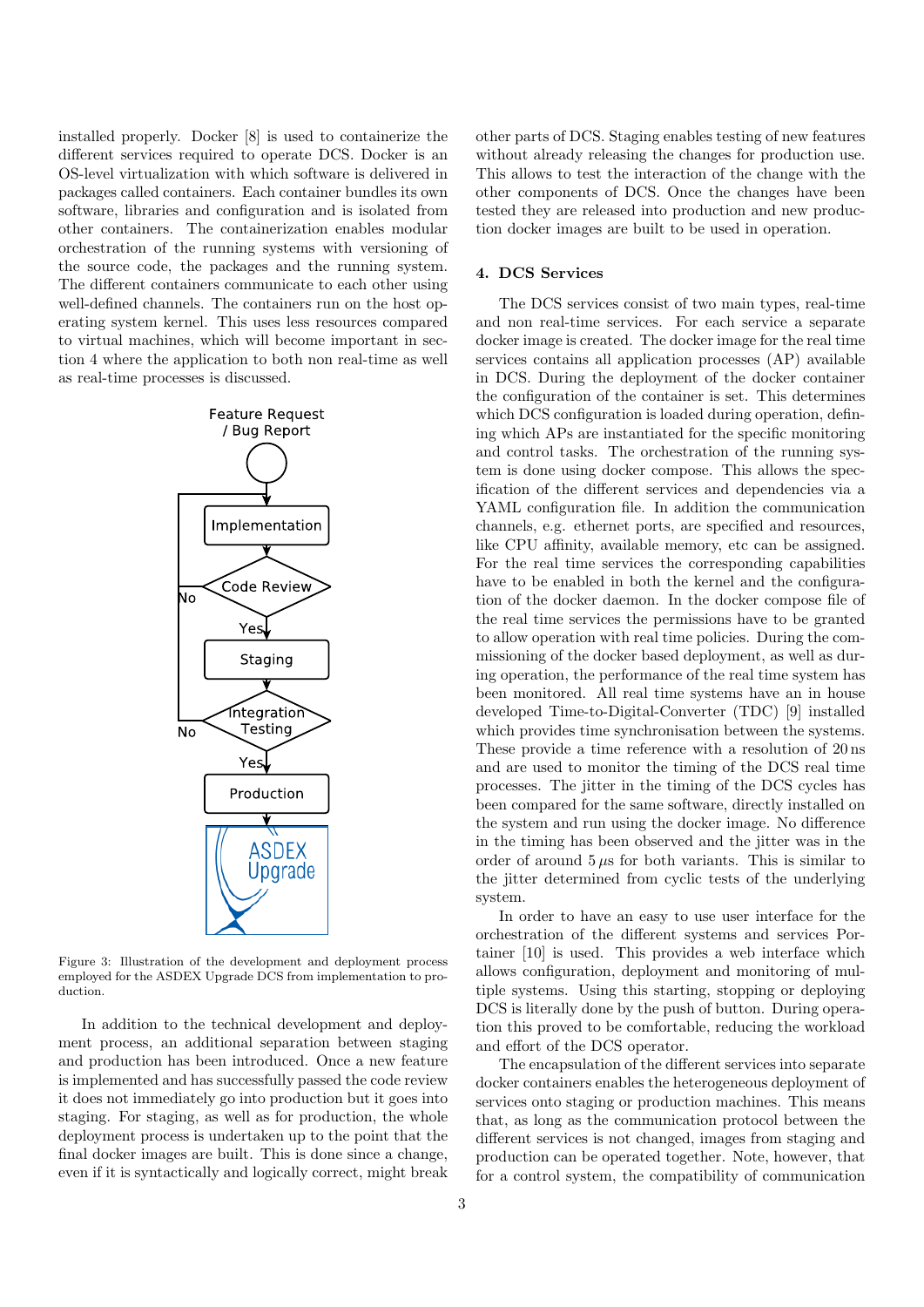installed properly. Docker [8] is used to containerize the different services required to operate DCS. Docker is an OS-level virtualization with which software is delivered in packages called containers. Each container bundles its own software, libraries and configuration and is isolated from other containers. The containerization enables modular orchestration of the running systems with versioning of the source code, the packages and the running system. The different containers communicate to each other using well-defined channels. The containers run on the host operating system kernel. This uses less resources compared to virtual machines, which will become important in section 4 where the application to both non real-time as well as real-time processes is discussed.

Figure 3: Illustration of the development and deployment process employed for the ASDEX Upgrade DCS from implementation to production.

In addition to the technical development and deployment process, an additional separation between staging and production has been introduced. Once a new feature is implemented and has successfully passed the code review it does not immediately go into production but it goes into staging. For staging, as well as for production, the whole deployment process is undertaken up to the point that the final docker images are built. This is done since a change, even if it is syntactically and logically correct, might break other parts of DCS. Staging enables testing of new features without already releasing the changes for production use. This allows to test the interaction of the change with the other components of DCS. Once the changes have been tested they are released into production and new production docker images are built to be used in operation.

## 4. DCS Services

The DCS services consist of two main types, real-time and non real-time services. For each service a separate docker image is created. The docker image for the real time services contains all application processes (AP) available in DCS. During the deployment of the docker container the configuration of the container is set. This determines which DCS configuration is loaded during operation, defining which APs are instantiated for the specific monitoring and control tasks. The orchestration of the running system is done using docker compose. This allows the specification of the different services and dependencies via a YAML configuration file. In addition the communication channels, e.g. ethernet ports, are specified and resources, like CPU affinity, available memory, etc can be assigned. For the real time services the corresponding capabilities have to be enabled in both the kernel and the configuration of the docker daemon. In the docker compose file of the real time services the permissions have to be granted to allow operation with real time policies. During the commissioning of the docker based deployment, as well as during operation, the performance of the real time system has been monitored. All real time systems have an in house developed Time-to-Digital-Converter (TDC) [9] installed which provides time synchronisation between the systems. These provide a time reference with a resolution of 20 ns and are used to monitor the timing of the DCS real time processes. The jitter in the timing of the DCS cycles has been compared for the same software, directly installed on the system and run using the docker image. No difference in the timing has been observed and the jitter was in the order of around 5 $\mu$s for both variants. This is similar to the jitter determined from cyclic tests of the underlying system.

In order to have an easy to use user interface for the orchestration of the different systems and services Portainer [10] is used. This provides a web interface which allows configuration, deployment and monitoring of multiple systems. Using this starting, stopping or deploying DCS is literally done by the push of button. During operation this proved to be comfortable, reducing the workload and effort of the DCS operator.

The encapsulation of the different services into separate docker containers enables the heterogeneous deployment of services onto staging or production machines. This means that, as long as the communication protocol between the different services is not changed, images from staging and production can be operated together. Note, however, that for a control system, the compatibility of communication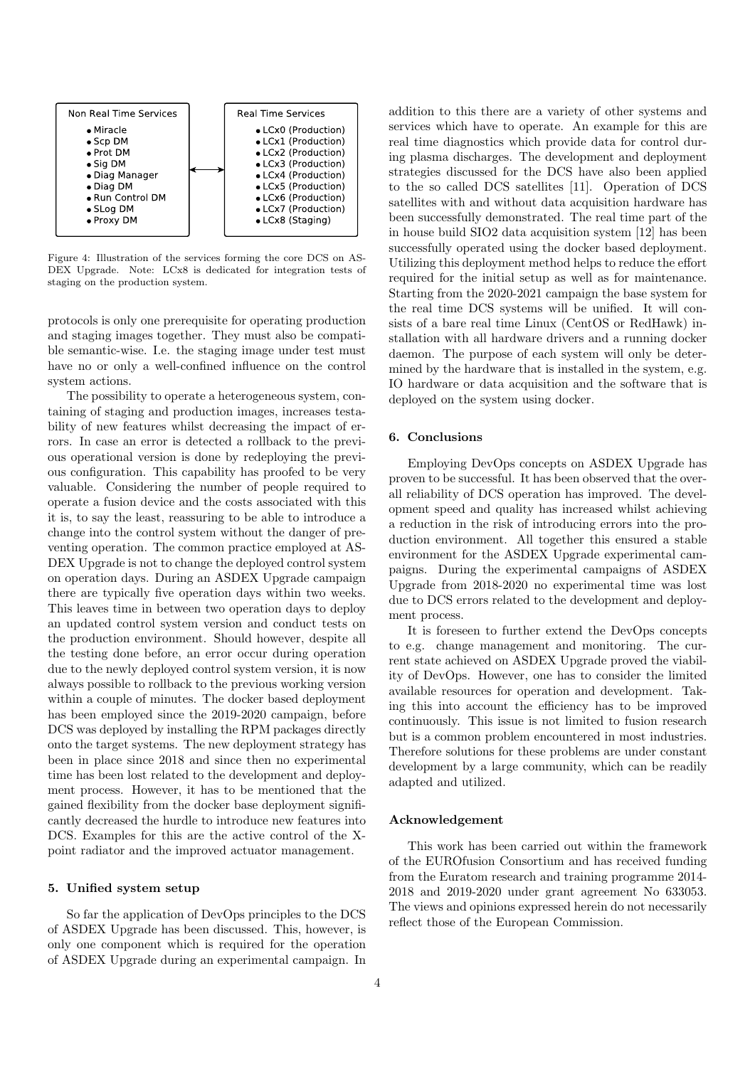Non Real Time Services

- Miracle
- Scp DM
- Prot DM
- Sig DM
- Diag Manager
- Diag DM
- Run Control DM
- SLog DM
- Proxy DM

Real Time Services

- LCx0 (Production)
- LCx1 (Production)
- LCx2 (Production)
- LCx3 (Production)
- LCx4 (Production)
- LCx5 (Production)
- LCx6 (Production)
- LCx7 (Production)
- LCx8 (Staging)

Figure 4: Illustration of the services forming the core DCS on ASDEX Upgrade. Note: LCx8 is dedicated for integration tests of staging on the production system.

protocols is only one prerequisite for operating production and staging images together. They must also be compatible semantic-wise. I.e. the staging image under test must have no or only a well-confined influence on the control system actions.

The possibility to operate a heterogeneous system, containing of staging and production images, increases testability of new features whilst decreasing the impact of errors. In case an error is detected a rollback to the previous operational version is done by redeploying the previous configuration. This capability has proofed to be very valuable. Considering the number of people required to operate a fusion device and the costs associated with this it is, to say the least, reassuring to be able to introduce a change into the control system without the danger of preventing operation. The common practice employed at ASDEX Upgrade is not to change the deployed control system on operation days. During an ASDEX Upgrade campaign there are typically five operation days within two weeks. This leaves time in between two operation days to deploy an updated control system version and conduct tests on the production environment. Should however, despite all the testing done before, an error occur during operation due to the newly deployed control system version, it is now always possible to rollback to the previous working version within a couple of minutes. The docker based deployment has been employed since the 2019-2020 campaign, before DCS was deployed by installing the RPM packages directly onto the target systems. The new deployment strategy has been in place since 2018 and since then no experimental time has been lost related to the development and deployment process. However, it has to be mentioned that the gained flexibility from the docker base deployment significantly decreased the hurdle to introduce new features into DCS. Examples for this are the active control of the X-point radiator and the improved actuator management.

## 5. Unified system setup

So far the application of DevOps principles to the DCS of ASDEX Upgrade has been discussed. This, however, is only one component which is required for the operation of ASDEX Upgrade during an experimental campaign. In addition to this there are a variety of other systems and services which have to operate. An example for this are real time diagnostics which provide data for control during plasma discharges. The development and deployment strategies discussed for the DCS have also been applied to the so called DCS satellites [11]. Operation of DCS satellites with and without data acquisition hardware has been successfully demonstrated. The real time part of the in house build SIO2 data acquisition system [12] has been successfully operated using the docker based deployment. Utilizing this deployment method helps to reduce the effort required for the initial setup as well as for maintenance. Starting from the 2020-2021 campaign the base system for the real time DCS systems will be unified. It will consists of a bare real time Linux (CentOS or RedHawk) installation with all hardware drivers and a running docker daemon. The purpose of each system will only be determined by the hardware that is installed in the system, e.g. IO hardware or data acquisition and the software that is deployed on the system using docker.

## 6. Conclusions

Employing DevOps concepts on ASDEX Upgrade has proven to be successful. It has been observed that the overall reliability of DCS operation has improved. The development speed and quality has increased whilst achieving a reduction in the risk of introducing errors into the production environment. All together this ensured a stable environment for the ASDEX Upgrade experimental campaigns. During the experimental campaigns of ASDEX Upgrade from 2018-2020 no experimental time was lost due to DCS errors related to the development and deployment process.

It is foreseen to further extend the DevOps concepts to e.g. change management and monitoring. The current state achieved on ASDEX Upgrade proved the viability of DevOps. However, one has to consider the limited available resources for operation and development. Taking this into account the efficiency has to be improved continuously. This issue is not limited to fusion research but is a common problem encountered in most industries. Therefore solutions for these problems are under constant development by a large community, which can be readily adapted and utilized.

## Acknowledgement

This work has been carried out within the framework of the EUROfusion Consortium and has received funding from the Euratom research and training programme 2014-2018 and 2019-2020 under grant agreement No 633053. The views and opinions expressed herein do not necessarily reflect those of the European Commission.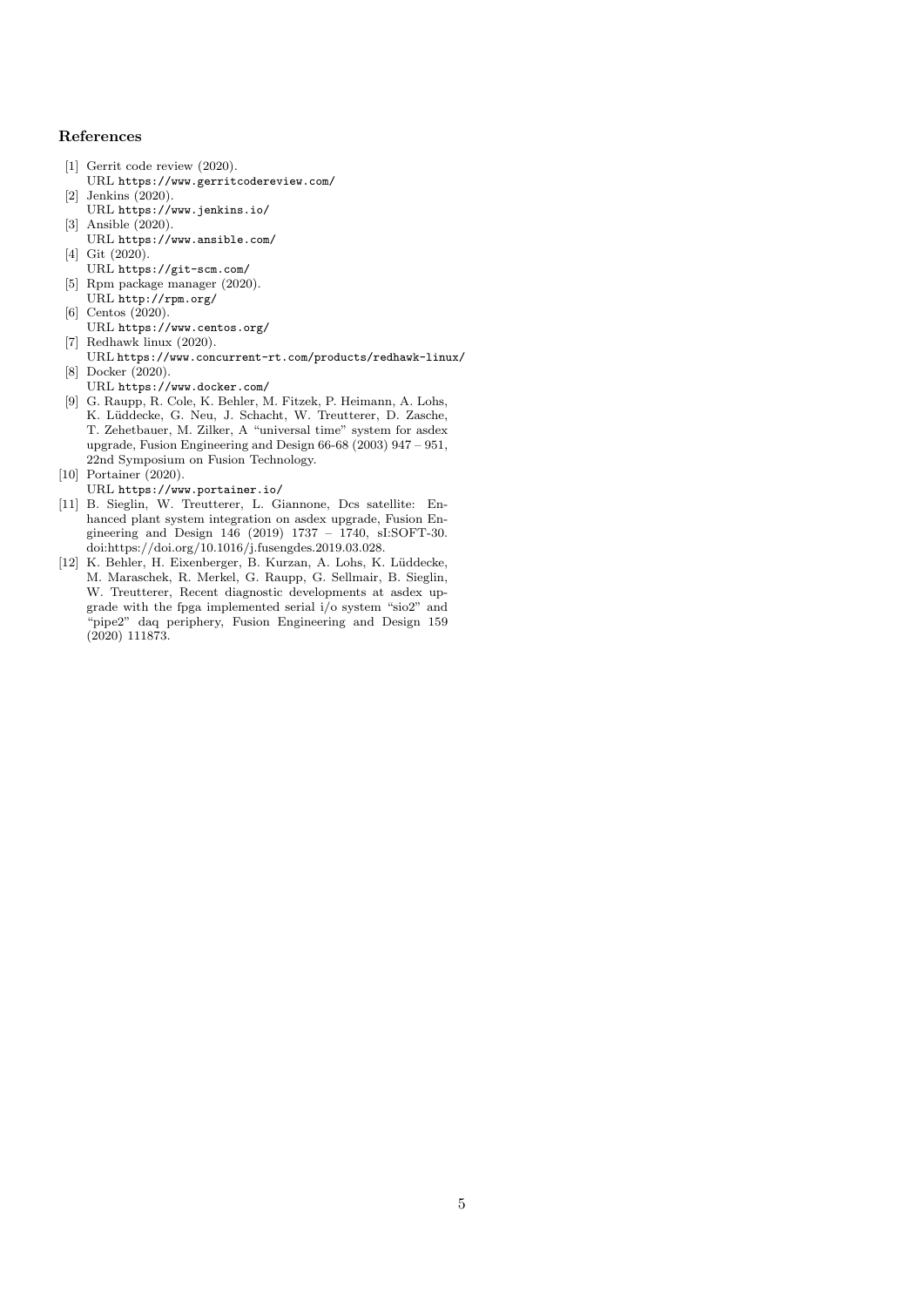## References

[1] Gerrit code review (2020).
URL https://www.gerritcodereview.com/

[2] Jenkins (2020).
URL https://www.jenkins.io/

[3] Ansible (2020).
URL https://www.ansible.com/

[4] Git (2020).
URL https://git-scm.com/

[5] Rpm package manager (2020).
URL http://rpm.org/

[6] Centos (2020).
URL https://www.centos.org/

[7] Redhawk linux (2020).
URL https://www.concurrent-rt.com/products/redhawk-linux/

[8] Docker (2020).
URL https://www.docker.com/

[9] G. Raupp, R. Cole, K. Behler, M. Fitzek, P. Heimann, A. Lohs, K. Lüddecke, G. Neu, J. Schacht, W. Treutterer, D. Zasche, T. Zehetbauer, M. Zilker, A "universal time" system for asdex upgrade, Fusion Engineering and Design 66-68 (2003) 947 – 951, 22nd Symposium on Fusion Technology.

[10] Portainer (2020).
URL https://www.portainer.io/

[11] B. Sieglin, W. Treutterer, L. Giannone, Dcs satellite: Enhanced plant system integration on asdex upgrade, Fusion Engineering and Design 146 (2019) 1737 – 1740, sI:SOFT-30. doi:https://doi.org/10.1016/j.fusengdes.2019.03.028.

[12] K. Behler, H. Eixenberger, B. Kurzan, A. Lohs, K. Lüddecke, M. Maraschek, R. Merkel, G. Raupp, G. Sellmair, B. Sieglin, W. Treutterer, Recent diagnostic developments at asdex upgrade with the fpga implemented serial i/o system "sio2" and "pipe2" daq periphery, Fusion Engineering and Design 159 (2020) 111873.